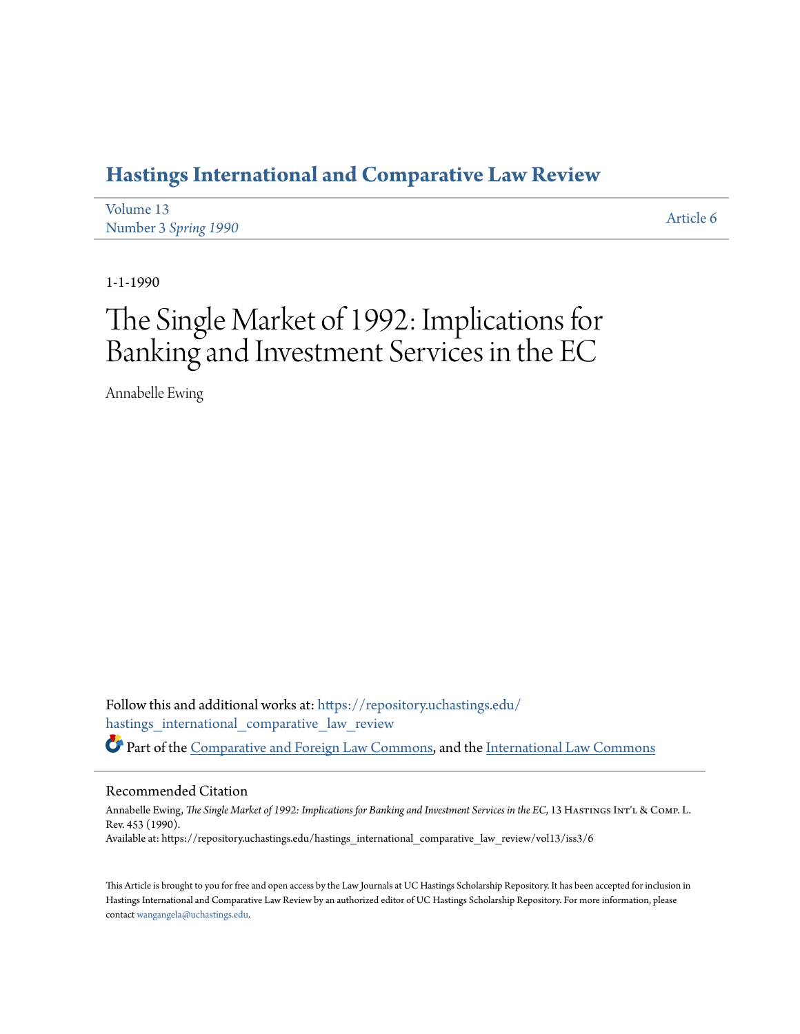# Hastings International and Comparative Law Review

Volume 13
Number 3 *Spring 1990*

Article 6

1-1-1990

# The Single Market of 1992: Implications for Banking and Investment Services in the EC

Annabelle Ewing

Follow this and additional works at: https://repository.uchastings.edu/hastings_international_comparative_law_review

Part of the Comparative and Foreign Law Commons, and the International Law Commons

## Recommended Citation

Annabelle Ewing, *The Single Market of 1992: Implications for Banking and Investment Services in the EC*, 13 Hastings Int'l & Comp. L. Rev. 453 (1990).
Available at: https://repository.uchastings.edu/hastings_international_comparative_law_review/vol13/iss3/6

This Article is brought to you for free and open access by the Law Journals at UC Hastings Scholarship Repository. It has been accepted for inclusion in Hastings International and Comparative Law Review by an authorized editor of UC Hastings Scholarship Repository. For more information, please contact wangangela@uchastings.edu.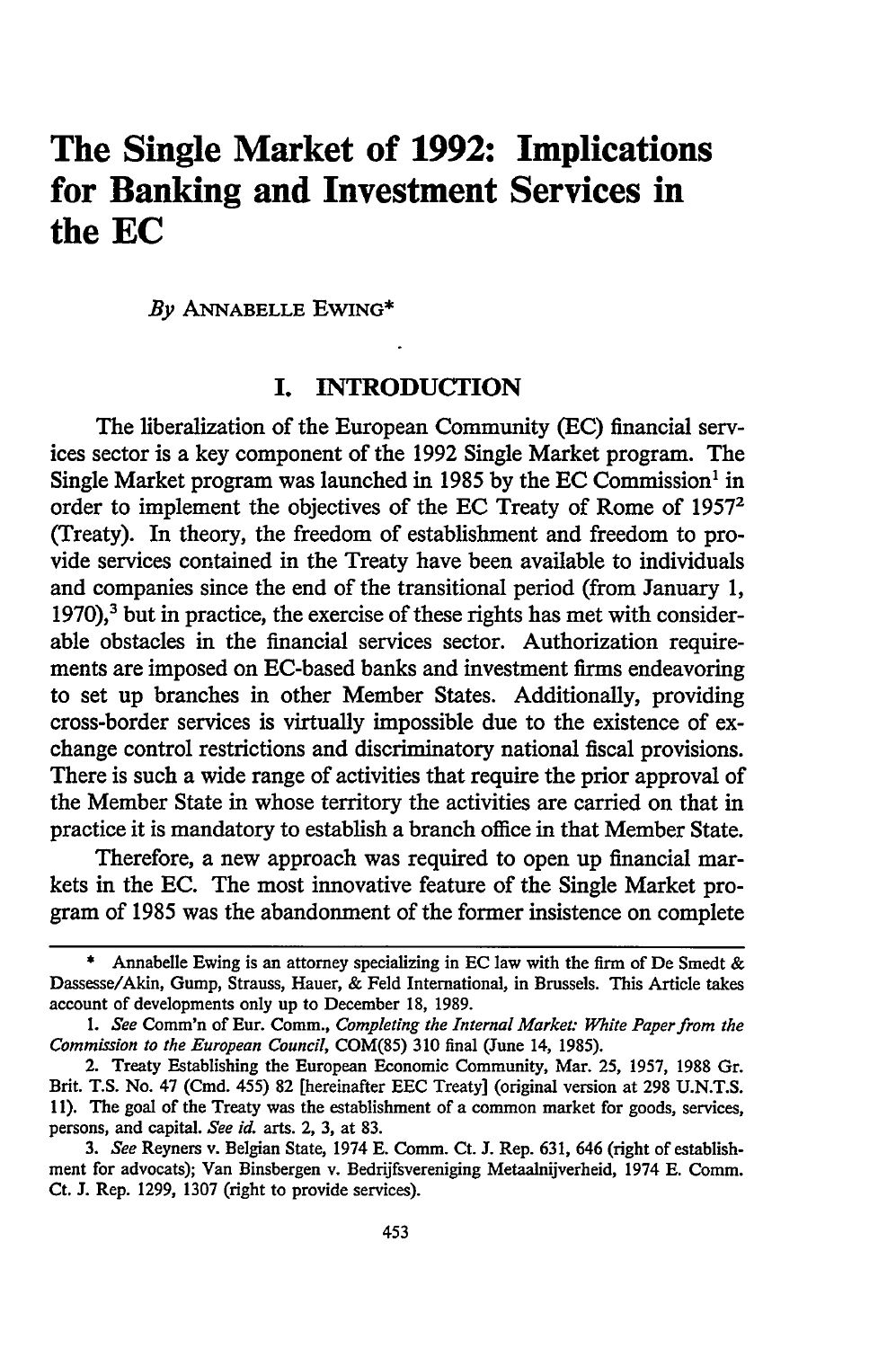# The Single Market of 1992: Implications for Banking and Investment Services in the EC

*By* ANNABELLE EWING*

## I. INTRODUCTION

The liberalization of the European Community (EC) financial services sector is a key component of the 1992 Single Market program. The Single Market program was launched in 1985 by the EC Commission[1] in order to implement the objectives of the EC Treaty of Rome of 1957[2] (Treaty). In theory, the freedom of establishment and freedom to provide services contained in the Treaty have been available to individuals and companies since the end of the transitional period (from January 1, 1970),[3] but in practice, the exercise of these rights has met with considerable obstacles in the financial services sector. Authorization requirements are imposed on EC-based banks and investment firms endeavoring to set up branches in other Member States. Additionally, providing cross-border services is virtually impossible due to the existence of exchange control restrictions and discriminatory national fiscal provisions. There is such a wide range of activities that require the prior approval of the Member State in whose territory the activities are carried on that in practice it is mandatory to establish a branch office in that Member State.

Therefore, a new approach was required to open up financial markets in the EC. The most innovative feature of the Single Market program of 1985 was the abandonment of the former insistence on complete

---

\* Annabelle Ewing is an attorney specializing in EC law with the firm of De Smedt & Dassesse/Akin, Gump, Strauss, Hauer, & Feld International, in Brussels. This Article takes account of developments only up to December 18, 1989.

1. *See* Comm'n of Eur. Comm., *Completing the Internal Market: White Paper from the Commission to the European Council*, COM(85) 310 final (June 14, 1985).

2. Treaty Establishing the European Economic Community, Mar. 25, 1957, 1988 Gr. Brit. T.S. No. 47 (Cmd. 455) 82 [hereinafter EEC Treaty] (original version at 298 U.N.T.S. 11). The goal of the Treaty was the establishment of a common market for goods, services, persons, and capital. *See id.* arts. 2, 3, at 83.

3. *See* Reyners v. Belgian State, 1974 E. Comm. Ct. J. Rep. 631, 646 (right of establishment for advocats); Van Binsbergen v. Bedrijfsvereniging Metaalnijverheid, 1974 E. Comm. Ct. J. Rep. 1299, 1307 (right to provide services).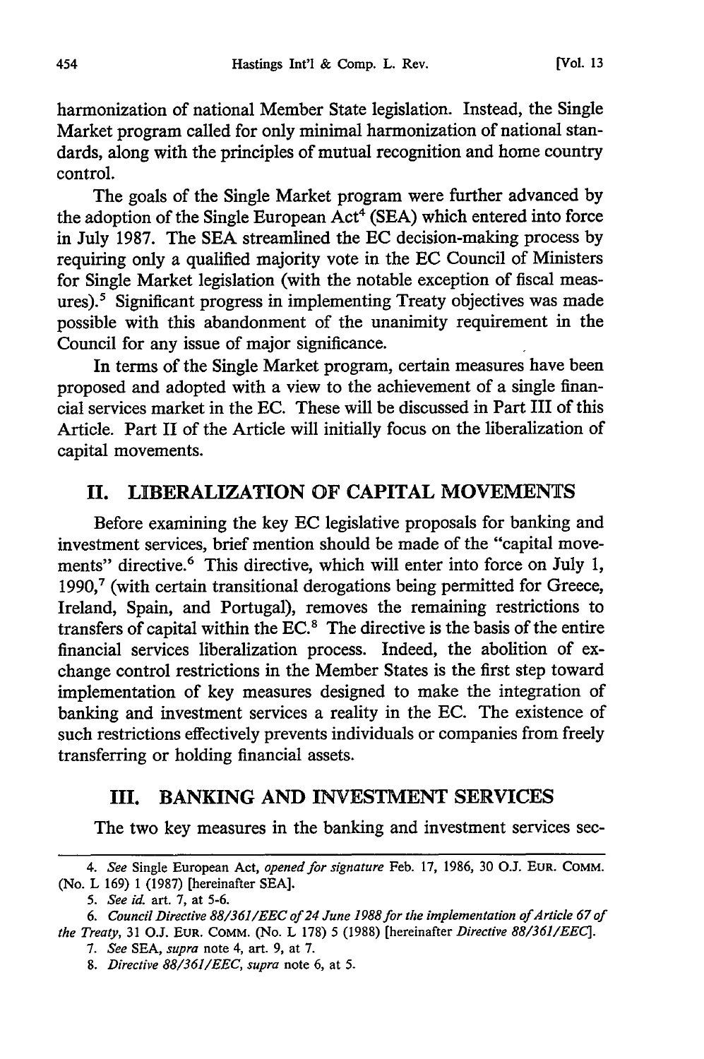harmonization of national Member State legislation. Instead, the Single Market program called for only minimal harmonization of national standards, along with the principles of mutual recognition and home country control.

The goals of the Single Market program were further advanced by the adoption of the Single European Act[4] (SEA) which entered into force in July 1987. The SEA streamlined the EC decision-making process by requiring only a qualified majority vote in the EC Council of Ministers for Single Market legislation (with the notable exception of fiscal measures).[5] Significant progress in implementing Treaty objectives was made possible with this abandonment of the unanimity requirement in the Council for any issue of major significance.

In terms of the Single Market program, certain measures have been proposed and adopted with a view to the achievement of a single financial services market in the EC. These will be discussed in Part III of this Article. Part II of the Article will initially focus on the liberalization of capital movements.

## II. LIBERALIZATION OF CAPITAL MOVEMENTS

Before examining the key EC legislative proposals for banking and investment services, brief mention should be made of the "capital movements" directive.[6] This directive, which will enter into force on July 1, 1990,[7] (with certain transitional derogations being permitted for Greece, Ireland, Spain, and Portugal), removes the remaining restrictions to transfers of capital within the EC.[8] The directive is the basis of the entire financial services liberalization process. Indeed, the abolition of exchange control restrictions in the Member States is the first step toward implementation of key measures designed to make the integration of banking and investment services a reality in the EC. The existence of such restrictions effectively prevents individuals or companies from freely transferring or holding financial assets.

## III. BANKING AND INVESTMENT SERVICES

The two key measures in the banking and investment services sec-

---

4. *See* Single European Act, *opened for signature* Feb. 17, 1986, 30 O.J. EUR. COMM. (No. L 169) 1 (1987) [hereinafter SEA].

5. *See id.* art. 7, at 5-6.

6. *Council Directive 88/361/EEC of 24 June 1988 for the implementation of Article 67 of the Treaty*, 31 O.J. EUR. COMM. (No. L 178) 5 (1988) [hereinafter *Directive 88/361/EEC*].

7. *See* SEA, *supra* note 4, art. 9, at 7.

8. *Directive 88/361/EEC*, *supra* note 6, at 5.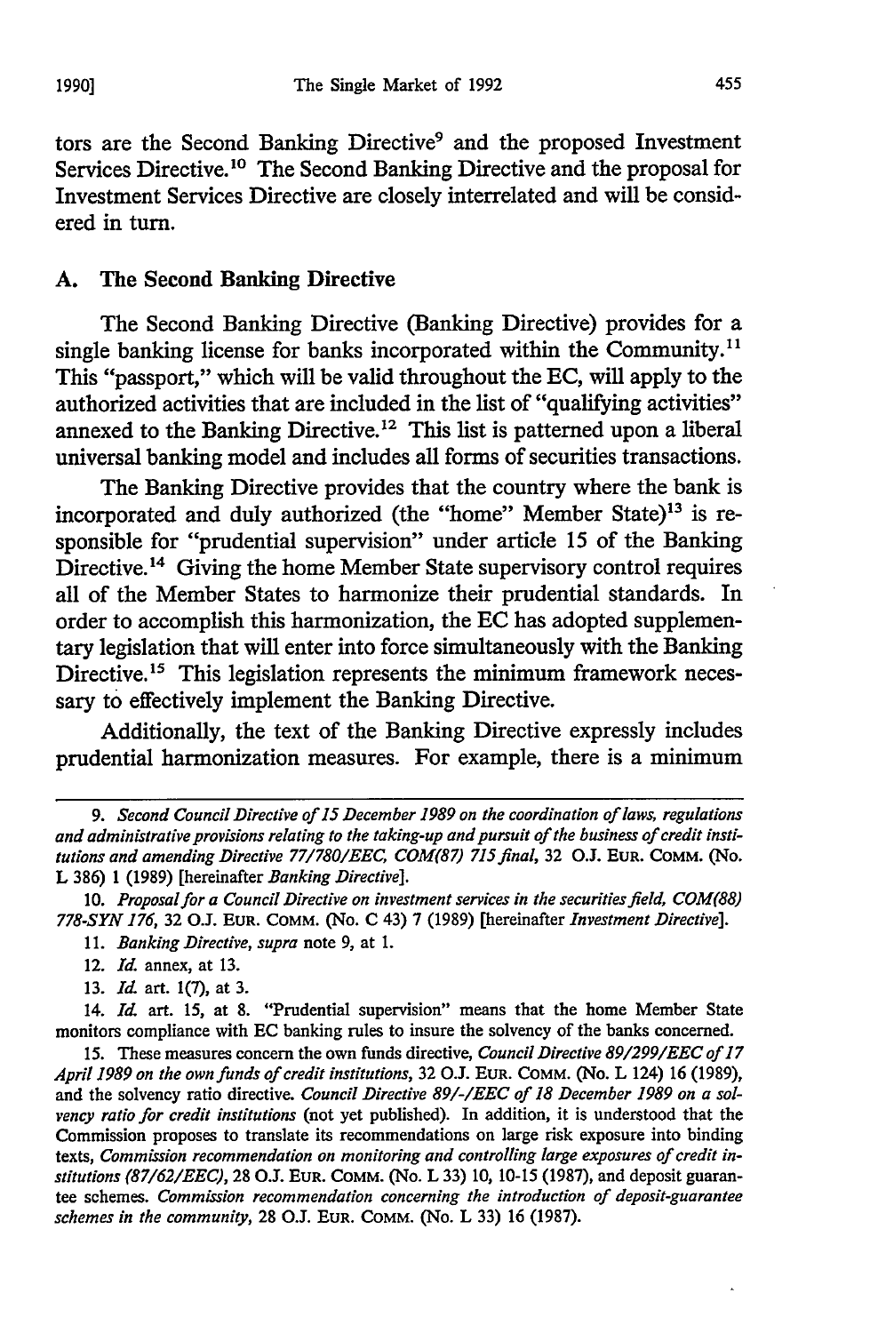tors are the Second Banking Directive[9] and the proposed Investment Services Directive.[10] The Second Banking Directive and the proposal for Investment Services Directive are closely interrelated and will be considered in turn.

### A. The Second Banking Directive

The Second Banking Directive (Banking Directive) provides for a single banking license for banks incorporated within the Community.[11] This "passport," which will be valid throughout the EC, will apply to the authorized activities that are included in the list of "qualifying activities" annexed to the Banking Directive.[12] This list is patterned upon a liberal universal banking model and includes all forms of securities transactions.

The Banking Directive provides that the country where the bank is incorporated and duly authorized (the "home" Member State)[13] is responsible for "prudential supervision" under article 15 of the Banking Directive.[14] Giving the home Member State supervisory control requires all of the Member States to harmonize their prudential standards. In order to accomplish this harmonization, the EC has adopted supplementary legislation that will enter into force simultaneously with the Banking Directive.[15] This legislation represents the minimum framework necessary to effectively implement the Banking Directive.

Additionally, the text of the Banking Directive expressly includes prudential harmonization measures. For example, there is a minimum

---

9. *Second Council Directive of 15 December 1989 on the coordination of laws, regulations and administrative provisions relating to the taking-up and pursuit of the business of credit institutions and amending Directive 77/780/EEC, COM(87) 715 final*, 32 O.J. EUR. COMM. (No. L 386) 1 (1989) [hereinafter *Banking Directive*].

10. *Proposal for a Council Directive on investment services in the securities field, COM(88) 778-SYN 176*, 32 O.J. EUR. COMM. (No. C 43) 7 (1989) [hereinafter *Investment Directive*].

11. *Banking Directive*, *supra* note 9, at 1.

12. *Id.* annex, at 13.

13. *Id.* art. 1(7), at 3.

14. *Id.* art. 15, at 8. "Prudential supervision" means that the home Member State monitors compliance with EC banking rules to insure the solvency of the banks concerned.

15. These measures concern the own funds directive, *Council Directive 89/299/EEC of 17 April 1989 on the own funds of credit institutions*, 32 O.J. EUR. COMM. (No. L 124) 16 (1989), and the solvency ratio directive. *Council Directive 89/-/EEC of 18 December 1989 on a solvency ratio for credit institutions* (not yet published). In addition, it is understood that the Commission proposes to translate its recommendations on large risk exposure into binding texts, *Commission recommendation on monitoring and controlling large exposures of credit institutions (87/62/EEC)*, 28 O.J. EUR. COMM. (No. L 33) 10, 10-15 (1987), and deposit guarantee schemes. *Commission recommendation concerning the introduction of deposit-guarantee schemes in the community*, 28 O.J. EUR. COMM. (No. L 33) 16 (1987).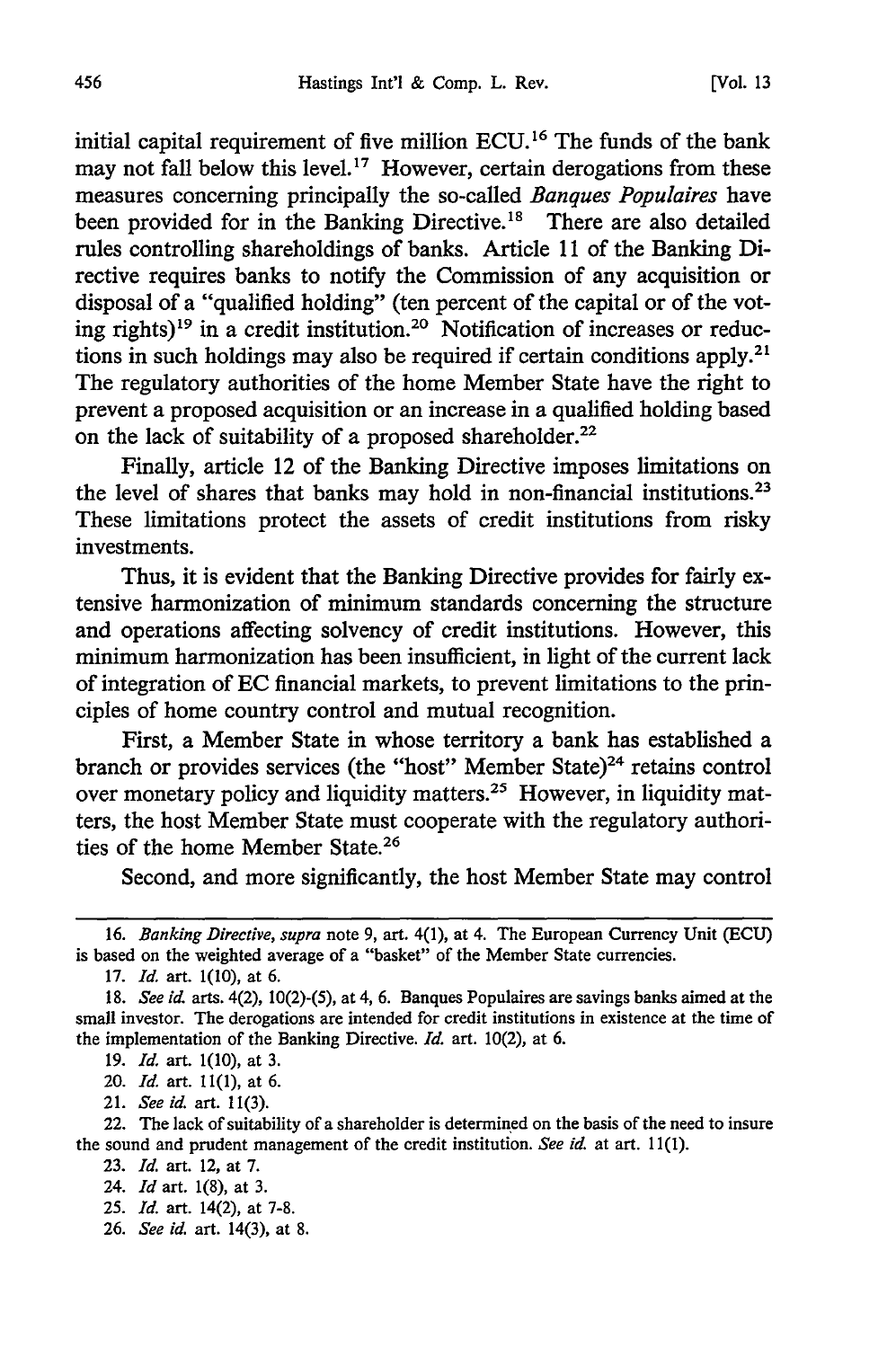initial capital requirement of five million ECU.[16] The funds of the bank may not fall below this level.[17] However, certain derogations from these measures concerning principally the so-called *Banques Populaires* have been provided for in the Banking Directive.[18] There are also detailed rules controlling shareholdings of banks. Article 11 of the Banking Directive requires banks to notify the Commission of any acquisition or disposal of a "qualified holding" (ten percent of the capital or of the voting rights)[19] in a credit institution.[20] Notification of increases or reductions in such holdings may also be required if certain conditions apply.[21] The regulatory authorities of the home Member State have the right to prevent a proposed acquisition or an increase in a qualified holding based on the lack of suitability of a proposed shareholder.[22]

Finally, article 12 of the Banking Directive imposes limitations on the level of shares that banks may hold in non-financial institutions.[23] These limitations protect the assets of credit institutions from risky investments.

Thus, it is evident that the Banking Directive provides for fairly extensive harmonization of minimum standards concerning the structure and operations affecting solvency of credit institutions. However, this minimum harmonization has been insufficient, in light of the current lack of integration of EC financial markets, to prevent limitations to the principles of home country control and mutual recognition.

First, a Member State in whose territory a bank has established a branch or provides services (the "host" Member State)[24] retains control over monetary policy and liquidity matters.[25] However, in liquidity matters, the host Member State must cooperate with the regulatory authorities of the home Member State.[26]

Second, and more significantly, the host Member State may control

---

16. *Banking Directive*, *supra* note 9, art. 4(1), at 4. The European Currency Unit (ECU) is based on the weighted average of a "basket" of the Member State currencies.

17. *Id.* art. 1(10), at 6.

18. *See id.* arts. 4(2), 10(2)-(5), at 4, 6. Banques Populaires are savings banks aimed at the small investor. The derogations are intended for credit institutions in existence at the time of the implementation of the Banking Directive. *Id.* art. 10(2), at 6.

19. *Id.* art. 1(10), at 3.

20. *Id.* art. 11(1), at 6.

21. *See id.* art. 11(3).

22. The lack of suitability of a shareholder is determined on the basis of the need to insure the sound and prudent management of the credit institution. *See id.* at art. 11(1).

23. *Id.* art. 12, at 7.

24. *Id* art. 1(8), at 3.

25. *Id.* art. 14(2), at 7-8.

26. *See id.* art. 14(3), at 8.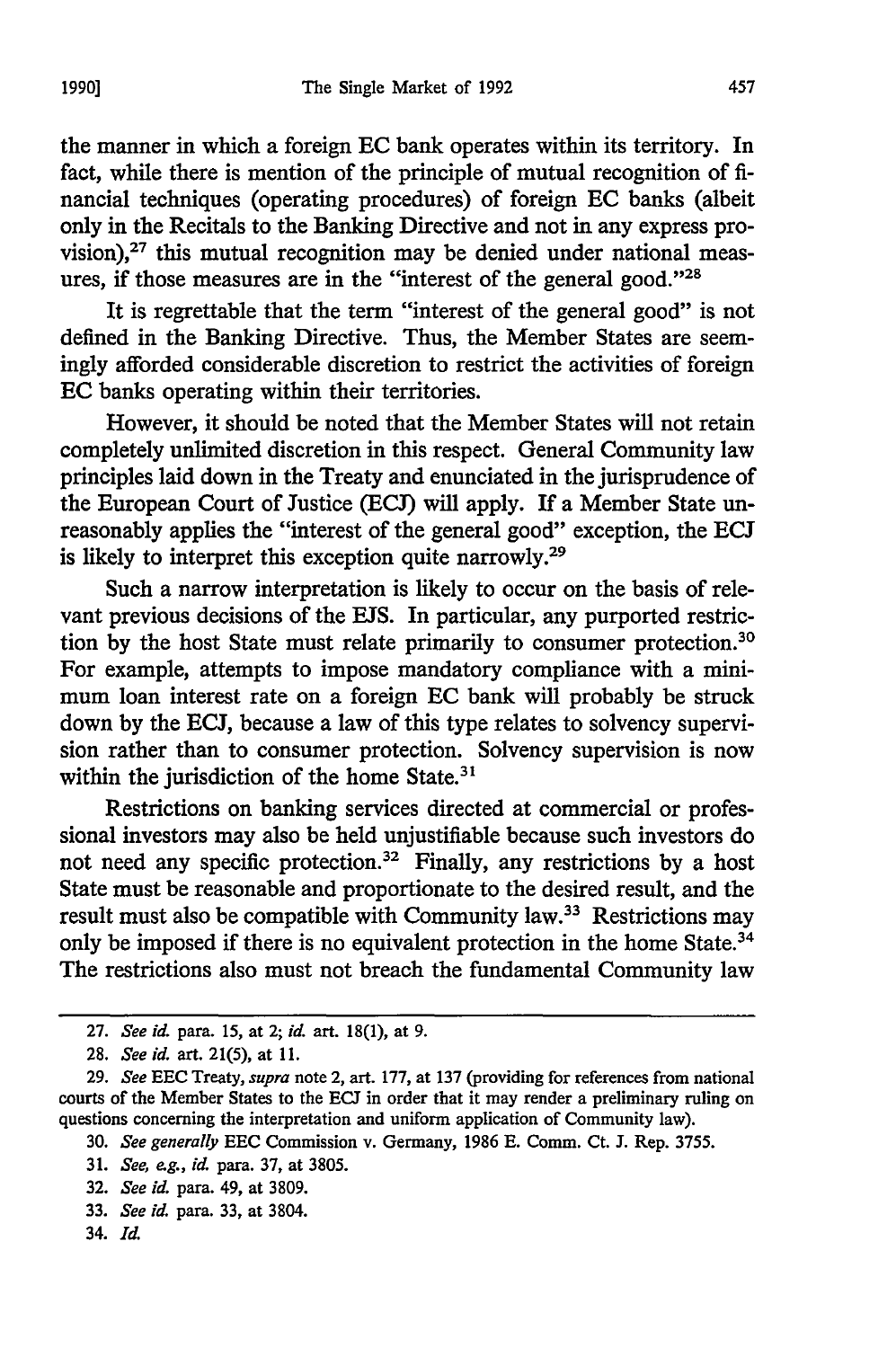the manner in which a foreign EC bank operates within its territory. In fact, while there is mention of the principle of mutual recognition of financial techniques (operating procedures) of foreign EC banks (albeit only in the Recitals to the Banking Directive and not in any express provision),[27] this mutual recognition may be denied under national measures, if those measures are in the "interest of the general good."[28]

It is regrettable that the term "interest of the general good" is not defined in the Banking Directive. Thus, the Member States are seemingly afforded considerable discretion to restrict the activities of foreign EC banks operating within their territories.

However, it should be noted that the Member States will not retain completely unlimited discretion in this respect. General Community law principles laid down in the Treaty and enunciated in the jurisprudence of the European Court of Justice (ECJ) will apply. If a Member State unreasonably applies the "interest of the general good" exception, the ECJ is likely to interpret this exception quite narrowly.[29]

Such a narrow interpretation is likely to occur on the basis of relevant previous decisions of the EJS. In particular, any purported restriction by the host State must relate primarily to consumer protection.[30] For example, attempts to impose mandatory compliance with a minimum loan interest rate on a foreign EC bank will probably be struck down by the ECJ, because a law of this type relates to solvency supervision rather than to consumer protection. Solvency supervision is now within the jurisdiction of the home State.[31]

Restrictions on banking services directed at commercial or professional investors may also be held unjustifiable because such investors do not need any specific protection.[32] Finally, any restrictions by a host State must be reasonable and proportionate to the desired result, and the result must also be compatible with Community law.[33] Restrictions may only be imposed if there is no equivalent protection in the home State.[34] The restrictions also must not breach the fundamental Community law

---

27. *See id.* para. 15, at 2; *id.* art. 18(1), at 9.

28. *See id.* art. 21(5), at 11.

29. *See* EEC Treaty, *supra* note 2, art. 177, at 137 (providing for references from national courts of the Member States to the ECJ in order that it may render a preliminary ruling on questions concerning the interpretation and uniform application of Community law).

30. *See generally* EEC Commission v. Germany, 1986 E. Comm. Ct. J. Rep. 3755.

31. *See, e.g., id.* para. 37, at 3805.

32. *See id.* para. 49, at 3809.

33. *See id.* para. 33, at 3804.

34. *Id.*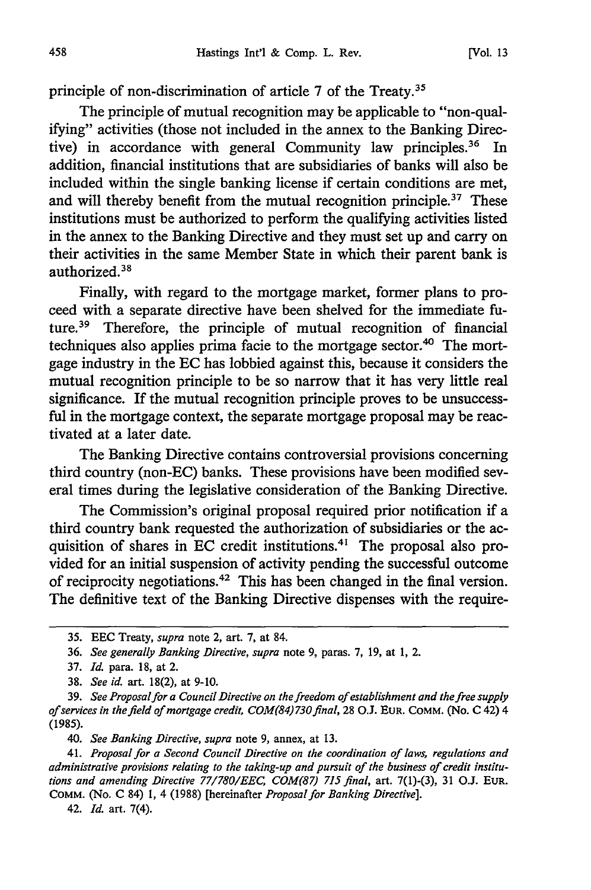principle of non-discrimination of article 7 of the Treaty.[35]

The principle of mutual recognition may be applicable to "non-qualifying" activities (those not included in the annex to the Banking Directive) in accordance with general Community law principles.[36] In addition, financial institutions that are subsidiaries of banks will also be included within the single banking license if certain conditions are met, and will thereby benefit from the mutual recognition principle.[37] These institutions must be authorized to perform the qualifying activities listed in the annex to the Banking Directive and they must set up and carry on their activities in the same Member State in which their parent bank is authorized.[38]

Finally, with regard to the mortgage market, former plans to proceed with a separate directive have been shelved for the immediate future.[39] Therefore, the principle of mutual recognition of financial techniques also applies prima facie to the mortgage sector.[40] The mortgage industry in the EC has lobbied against this, because it considers the mutual recognition principle to be so narrow that it has very little real significance. If the mutual recognition principle proves to be unsuccessful in the mortgage context, the separate mortgage proposal may be reactivated at a later date.

The Banking Directive contains controversial provisions concerning third country (non-EC) banks. These provisions have been modified several times during the legislative consideration of the Banking Directive.

The Commission's original proposal required prior notification if a third country bank requested the authorization of subsidiaries or the acquisition of shares in EC credit institutions.[41] The proposal also provided for an initial suspension of activity pending the successful outcome of reciprocity negotiations.[42] This has been changed in the final version. The definitive text of the Banking Directive dispenses with the require-

---

35. EEC Treaty, *supra* note 2, art. 7, at 84.

36. *See generally Banking Directive*, *supra* note 9, paras. 7, 19, at 1, 2.

37. *Id.* para. 18, at 2.

38. *See id.* art. 18(2), at 9-10.

39. *See Proposal for a Council Directive on the freedom of establishment and the free supply of services in the field of mortgage credit, COM(84)730 final*, 28 O.J. EUR. COMM. (No. C 42) 4 (1985).

40. *See Banking Directive*, *supra* note 9, annex, at 13.

41. *Proposal for a Second Council Directive on the coordination of laws, regulations and administrative provisions relating to the taking-up and pursuit of the business of credit institutions and amending Directive 77/780/EEC, COM(87) 715 final*, art. 7(1)-(3), 31 O.J. EUR. COMM. (No. C 84) 1, 4 (1988) [hereinafter *Proposal for Banking Directive*].

42. *Id.* art. 7(4).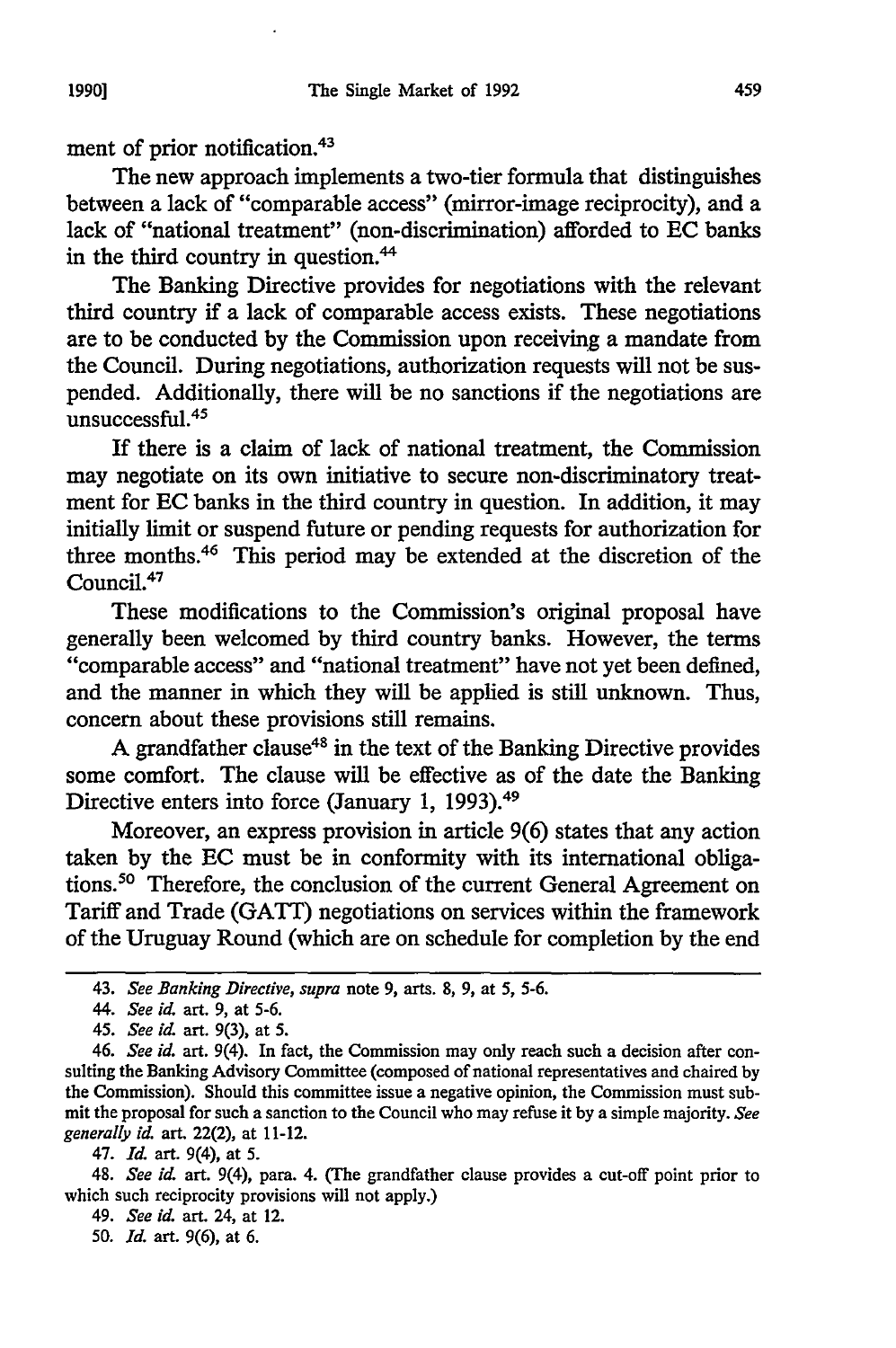ment of prior notification.[43]

The new approach implements a two-tier formula that distinguishes between a lack of "comparable access" (mirror-image reciprocity), and a lack of "national treatment" (non-discrimination) afforded to EC banks in the third country in question.[44]

The Banking Directive provides for negotiations with the relevant third country if a lack of comparable access exists. These negotiations are to be conducted by the Commission upon receiving a mandate from the Council. During negotiations, authorization requests will not be suspended. Additionally, there will be no sanctions if the negotiations are unsuccessful.[45]

If there is a claim of lack of national treatment, the Commission may negotiate on its own initiative to secure non-discriminatory treatment for EC banks in the third country in question. In addition, it may initially limit or suspend future or pending requests for authorization for three months.[46] This period may be extended at the discretion of the Council.[47]

These modifications to the Commission's original proposal have generally been welcomed by third country banks. However, the terms "comparable access" and "national treatment" have not yet been defined, and the manner in which they will be applied is still unknown. Thus, concern about these provisions still remains.

A grandfather clause[48] in the text of the Banking Directive provides some comfort. The clause will be effective as of the date the Banking Directive enters into force (January 1, 1993).[49]

Moreover, an express provision in article 9(6) states that any action taken by the EC must be in conformity with its international obligations.[50] Therefore, the conclusion of the current General Agreement on Tariff and Trade (GATT) negotiations on services within the framework of the Uruguay Round (which are on schedule for completion by the end

---

43. *See Banking Directive, supra* note 9, arts. 8, 9, at 5, 5-6.

44. *See id.* art. 9, at 5-6.

45. *See id.* art. 9(3), at 5.

46. *See id.* art. 9(4). In fact, the Commission may only reach such a decision after consulting the Banking Advisory Committee (composed of national representatives and chaired by the Commission). Should this committee issue a negative opinion, the Commission must submit the proposal for such a sanction to the Council who may refuse it by a simple majority. *See generally id.* art. 22(2), at 11-12.

47. *Id.* art. 9(4), at 5.

48. *See id.* art. 9(4), para. 4. (The grandfather clause provides a cut-off point prior to which such reciprocity provisions will not apply.)

49. *See id.* art. 24, at 12.

50. *Id.* art. 9(6), at 6.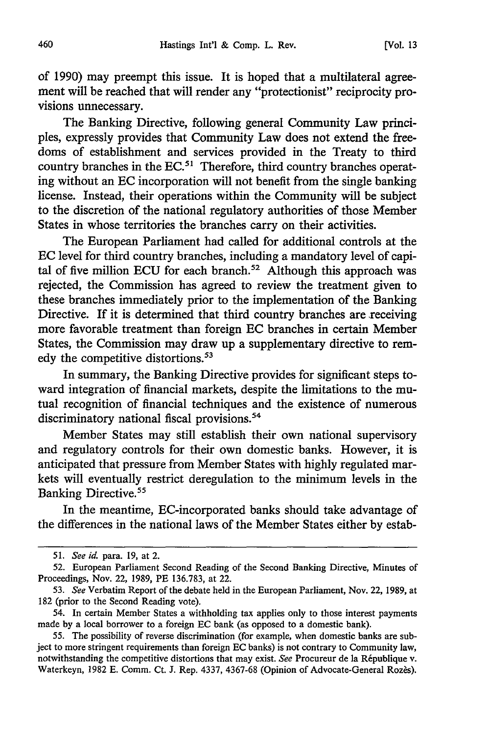of 1990) may preempt this issue. It is hoped that a multilateral agreement will be reached that will render any "protectionist" reciprocity provisions unnecessary.

The Banking Directive, following general Community Law principles, expressly provides that Community Law does not extend the freedoms of establishment and services provided in the Treaty to third country branches in the EC.[51] Therefore, third country branches operating without an EC incorporation will not benefit from the single banking license. Instead, their operations within the Community will be subject to the discretion of the national regulatory authorities of those Member States in whose territories the branches carry on their activities.

The European Parliament had called for additional controls at the EC level for third country branches, including a mandatory level of capital of five million ECU for each branch.[52] Although this approach was rejected, the Commission has agreed to review the treatment given to these branches immediately prior to the implementation of the Banking Directive. If it is determined that third country branches are receiving more favorable treatment than foreign EC branches in certain Member States, the Commission may draw up a supplementary directive to remedy the competitive distortions.[53]

In summary, the Banking Directive provides for significant steps toward integration of financial markets, despite the limitations to the mutual recognition of financial techniques and the existence of numerous discriminatory national fiscal provisions.[54]

Member States may still establish their own national supervisory and regulatory controls for their own domestic banks. However, it is anticipated that pressure from Member States with highly regulated markets will eventually restrict deregulation to the minimum levels in the Banking Directive.[55]

In the meantime, EC-incorporated banks should take advantage of the differences in the national laws of the Member States either by estab-

---

51. *See id.* para. 19, at 2.

52. European Parliament Second Reading of the Second Banking Directive, Minutes of Proceedings, Nov. 22, 1989, PE 136.783, at 22.

53. *See* Verbatim Report of the debate held in the European Parliament, Nov. 22, 1989, at 182 (prior to the Second Reading vote).

54. In certain Member States a withholding tax applies only to those interest payments made by a local borrower to a foreign EC bank (as opposed to a domestic bank).

55. The possibility of reverse discrimination (for example, when domestic banks are subject to more stringent requirements than foreign EC banks) is not contrary to Community law, notwithstanding the competitive distortions that may exist. *See* Procureur de la République v. Waterkeyn, 1982 E. Comm. Ct. J. Rep. 4337, 4367-68 (Opinion of Advocate-General Rozès).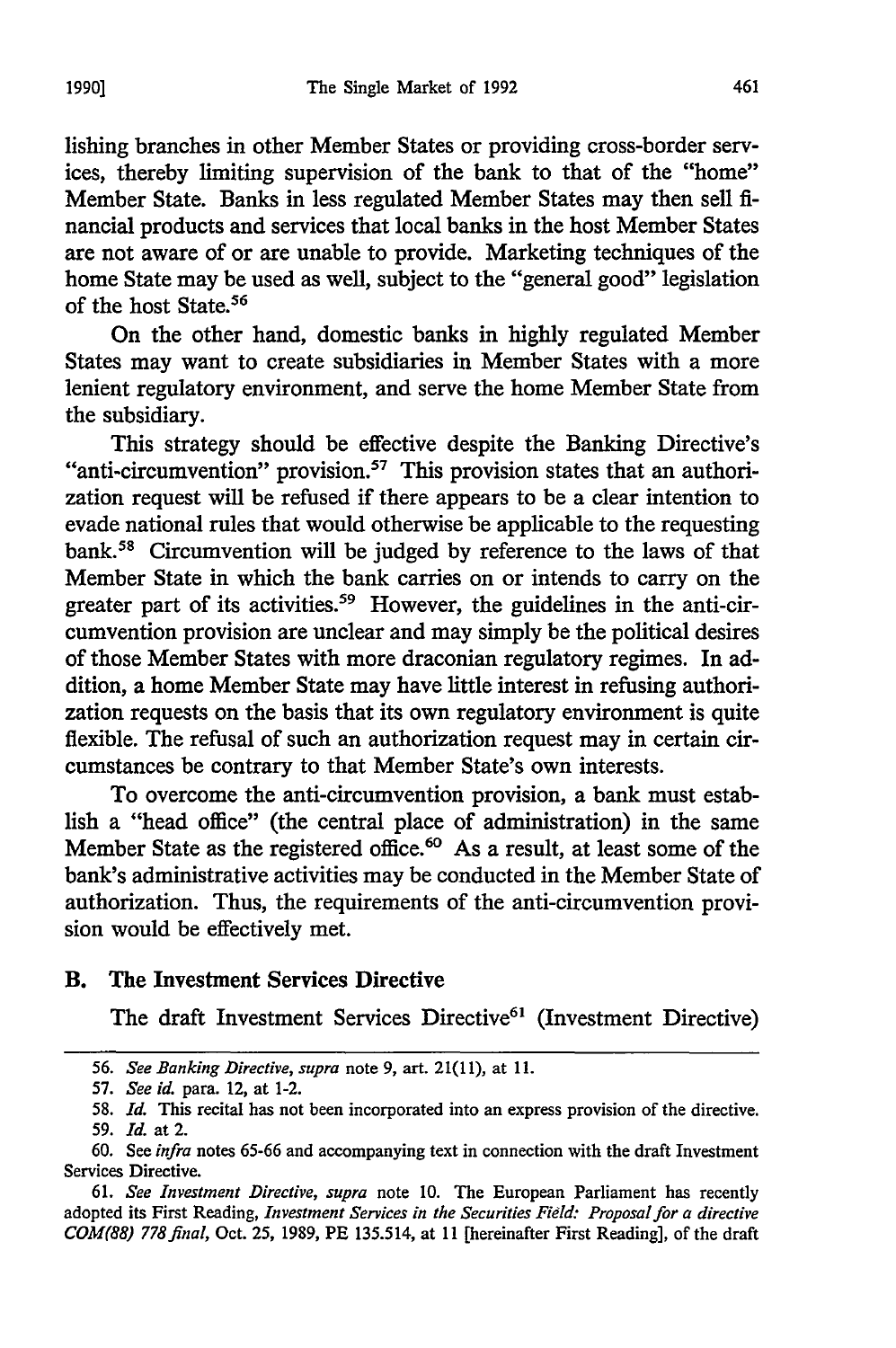lishing branches in other Member States or providing cross-border services, thereby limiting supervision of the bank to that of the "home" Member State. Banks in less regulated Member States may then sell financial products and services that local banks in the host Member States are not aware of or are unable to provide. Marketing techniques of the home State may be used as well, subject to the "general good" legislation of the host State.[56]

On the other hand, domestic banks in highly regulated Member States may want to create subsidiaries in Member States with a more lenient regulatory environment, and serve the home Member State from the subsidiary.

This strategy should be effective despite the Banking Directive's "anti-circumvention" provision.[57] This provision states that an authorization request will be refused if there appears to be a clear intention to evade national rules that would otherwise be applicable to the requesting bank.[58] Circumvention will be judged by reference to the laws of that Member State in which the bank carries on or intends to carry on the greater part of its activities.[59] However, the guidelines in the anti-circumvention provision are unclear and may simply be the political desires of those Member States with more draconian regulatory regimes. In addition, a home Member State may have little interest in refusing authorization requests on the basis that its own regulatory environment is quite flexible. The refusal of such an authorization request may in certain circumstances be contrary to that Member State's own interests.

To overcome the anti-circumvention provision, a bank must establish a "head office" (the central place of administration) in the same Member State as the registered office.[60] As a result, at least some of the bank's administrative activities may be conducted in the Member State of authorization. Thus, the requirements of the anti-circumvention provision would be effectively met.

## B. The Investment Services Directive

The draft Investment Services Directive[61] (Investment Directive)

---

56. *See Banking Directive, supra* note 9, art. 21(11), at 11.

57. *See id.* para. 12, at 1-2.

58. *Id.* This recital has not been incorporated into an express provision of the directive.

59. *Id.* at 2.

60. See *infra* notes 65-66 and accompanying text in connection with the draft Investment Services Directive.

61. *See Investment Directive, supra* note 10. The European Parliament has recently adopted its First Reading, *Investment Services in the Securities Field: Proposal for a directive COM(88) 778 final*, Oct. 25, 1989, PE 135.514, at 11 [hereinafter First Reading], of the draft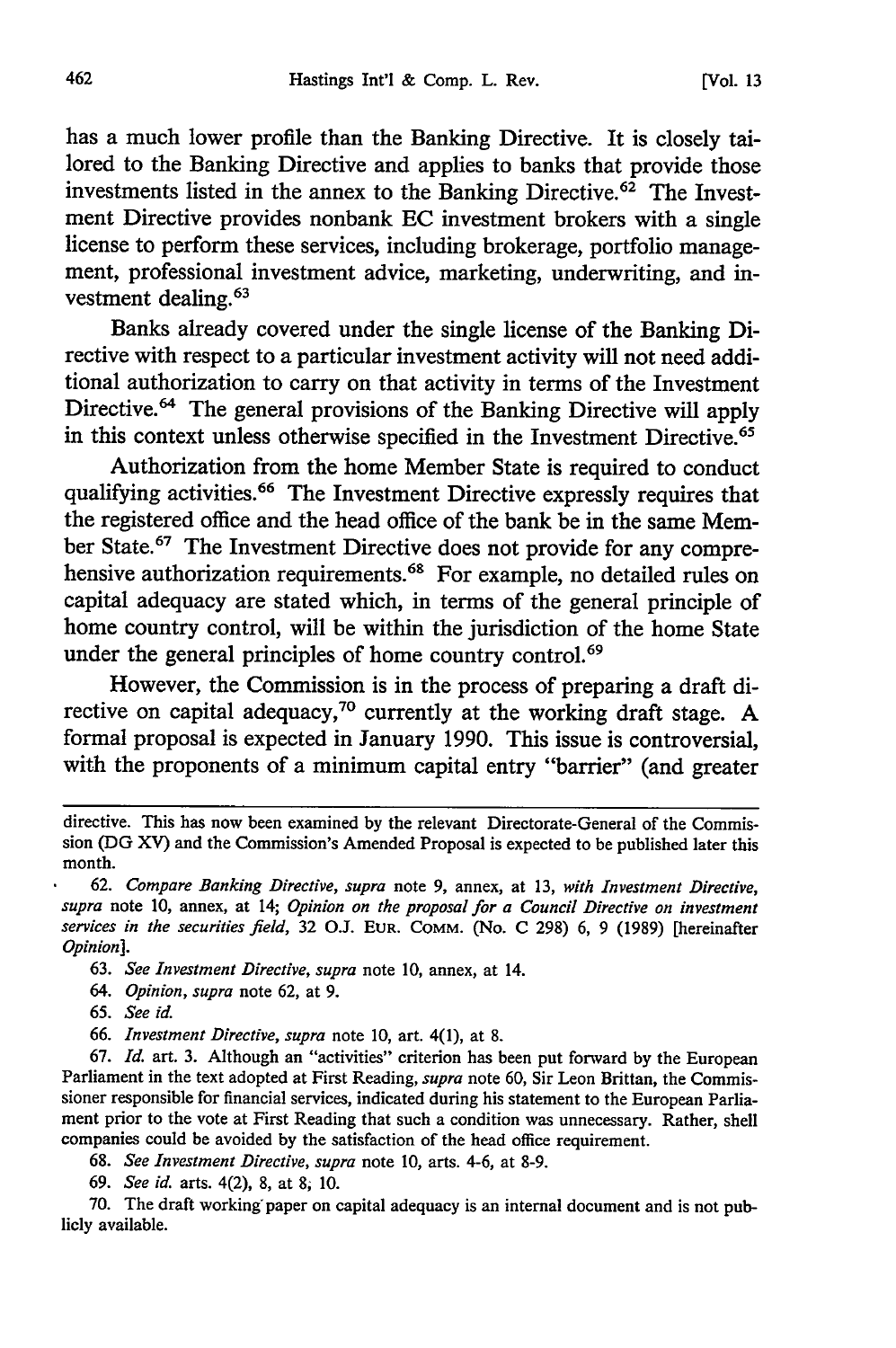has a much lower profile than the Banking Directive. It is closely tailored to the Banking Directive and applies to banks that provide those investments listed in the annex to the Banking Directive.[62] The Investment Directive provides nonbank EC investment brokers with a single license to perform these services, including brokerage, portfolio management, professional investment advice, marketing, underwriting, and investment dealing.[63]

Banks already covered under the single license of the Banking Directive with respect to a particular investment activity will not need additional authorization to carry on that activity in terms of the Investment Directive.[64] The general provisions of the Banking Directive will apply in this context unless otherwise specified in the Investment Directive.[65]

Authorization from the home Member State is required to conduct qualifying activities.[66] The Investment Directive expressly requires that the registered office and the head office of the bank be in the same Member State.[67] The Investment Directive does not provide for any comprehensive authorization requirements.[68] For example, no detailed rules on capital adequacy are stated which, in terms of the general principle of home country control, will be within the jurisdiction of the home State under the general principles of home country control.[69]

However, the Commission is in the process of preparing a draft directive on capital adequacy,[70] currently at the working draft stage. A formal proposal is expected in January 1990. This issue is controversial, with the proponents of a minimum capital entry "barrier" (and greater

---

directive. This has now been examined by the relevant Directorate-General of the Commission (DG XV) and the Commission's Amended Proposal is expected to be published later this month.

62. *Compare Banking Directive, supra* note 9, annex, at 13, *with Investment Directive, supra* note 10, annex, at 14; *Opinion on the proposal for a Council Directive on investment services in the securities field*, 32 O.J. EUR. COMM. (No. C 298) 6, 9 (1989) [hereinafter *Opinion*].

63. *See Investment Directive, supra* note 10, annex, at 14.

64. *Opinion, supra* note 62, at 9.

65. *See id.*

66. *Investment Directive, supra* note 10, art. 4(1), at 8.

67. *Id.* art. 3. Although an "activities" criterion has been put forward by the European Parliament in the text adopted at First Reading, *supra* note 60, Sir Leon Brittan, the Commissioner responsible for financial services, indicated during his statement to the European Parliament prior to the vote at First Reading that such a condition was unnecessary. Rather, shell companies could be avoided by the satisfaction of the head office requirement.

68. *See Investment Directive, supra* note 10, arts. 4-6, at 8-9.

69. *See id.* arts. 4(2), 8, at 8, 10.

70. The draft working paper on capital adequacy is an internal document and is not publicly available.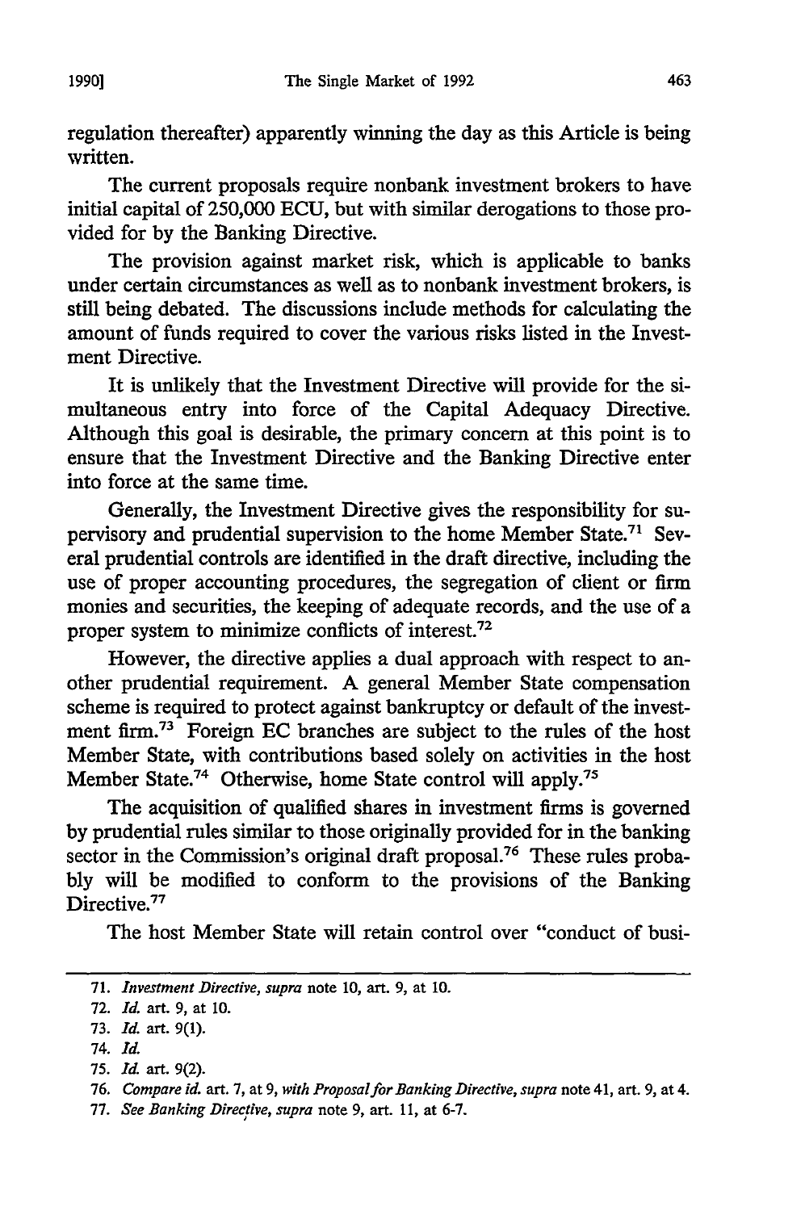regulation thereafter) apparently winning the day as this Article is being written.

The current proposals require nonbank investment brokers to have initial capital of 250,000 ECU, but with similar derogations to those provided for by the Banking Directive.

The provision against market risk, which is applicable to banks under certain circumstances as well as to nonbank investment brokers, is still being debated. The discussions include methods for calculating the amount of funds required to cover the various risks listed in the Investment Directive.

It is unlikely that the Investment Directive will provide for the simultaneous entry into force of the Capital Adequacy Directive. Although this goal is desirable, the primary concern at this point is to ensure that the Investment Directive and the Banking Directive enter into force at the same time.

Generally, the Investment Directive gives the responsibility for supervisory and prudential supervision to the home Member State.[71] Several prudential controls are identified in the draft directive, including the use of proper accounting procedures, the segregation of client or firm monies and securities, the keeping of adequate records, and the use of a proper system to minimize conflicts of interest.[72]

However, the directive applies a dual approach with respect to another prudential requirement. A general Member State compensation scheme is required to protect against bankruptcy or default of the investment firm.[73] Foreign EC branches are subject to the rules of the host Member State, with contributions based solely on activities in the host Member State.[74] Otherwise, home State control will apply.[75]

The acquisition of qualified shares in investment firms is governed by prudential rules similar to those originally provided for in the banking sector in the Commission's original draft proposal.[76] These rules probably will be modified to conform to the provisions of the Banking Directive.[77]

The host Member State will retain control over "conduct of busi-

---

71. *Investment Directive, supra* note 10, art. 9, at 10.

72. *Id.* art. 9, at 10.

73. *Id.* art. 9(1).

74. *Id.*

75. *Id.* art. 9(2).

76. *Compare id.* art. 7, at 9, *with Proposal for Banking Directive, supra* note 41, art. 9, at 4.

77. *See Banking Directive, supra* note 9, art. 11, at 6-7.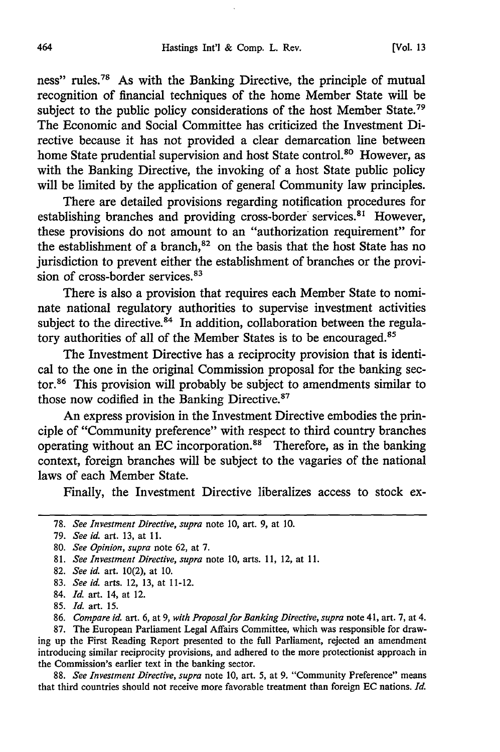ness" rules.[78] As with the Banking Directive, the principle of mutual recognition of financial techniques of the home Member State will be subject to the public policy considerations of the host Member State.[79] The Economic and Social Committee has criticized the Investment Directive because it has not provided a clear demarcation line between home State prudential supervision and host State control.[80] However, as with the Banking Directive, the invoking of a host State public policy will be limited by the application of general Community law principles.

There are detailed provisions regarding notification procedures for establishing branches and providing cross-border services.[81] However, these provisions do not amount to an "authorization requirement" for the establishment of a branch,[82] on the basis that the host State has no jurisdiction to prevent either the establishment of branches or the provision of cross-border services.[83]

There is also a provision that requires each Member State to nominate national regulatory authorities to supervise investment activities subject to the directive.[84] In addition, collaboration between the regulatory authorities of all of the Member States is to be encouraged.[85]

The Investment Directive has a reciprocity provision that is identical to the one in the original Commission proposal for the banking sector.[86] This provision will probably be subject to amendments similar to those now codified in the Banking Directive.[87]

An express provision in the Investment Directive embodies the principle of "Community preference" with respect to third country branches operating without an EC incorporation.[88] Therefore, as in the banking context, foreign branches will be subject to the vagaries of the national laws of each Member State.

Finally, the Investment Directive liberalizes access to stock ex-

---

78. *See Investment Directive, supra* note 10, art. 9, at 10.

79. *See id.* art. 13, at 11.

80. *See Opinion, supra* note 62, at 7.

81. *See Investment Directive, supra* note 10, arts. 11, 12, at 11.

82. *See id.* art. 10(2), at 10.

83. *See id.* arts. 12, 13, at 11-12.

84. *Id.* art. 14, at 12.

85. *Id.* art. 15.

86. *Compare id.* art. 6, at 9, *with Proposal for Banking Directive, supra* note 41, art. 7, at 4.

87. The European Parliament Legal Affairs Committee, which was responsible for drawing up the First Reading Report presented to the full Parliament, rejected an amendment introducing similar reciprocity provisions, and adhered to the more protectionist approach in the Commission's earlier text in the banking sector.

88. *See Investment Directive, supra* note 10, art. 5, at 9. "Community Preference" means that third countries should not receive more favorable treatment than foreign EC nations. *Id.*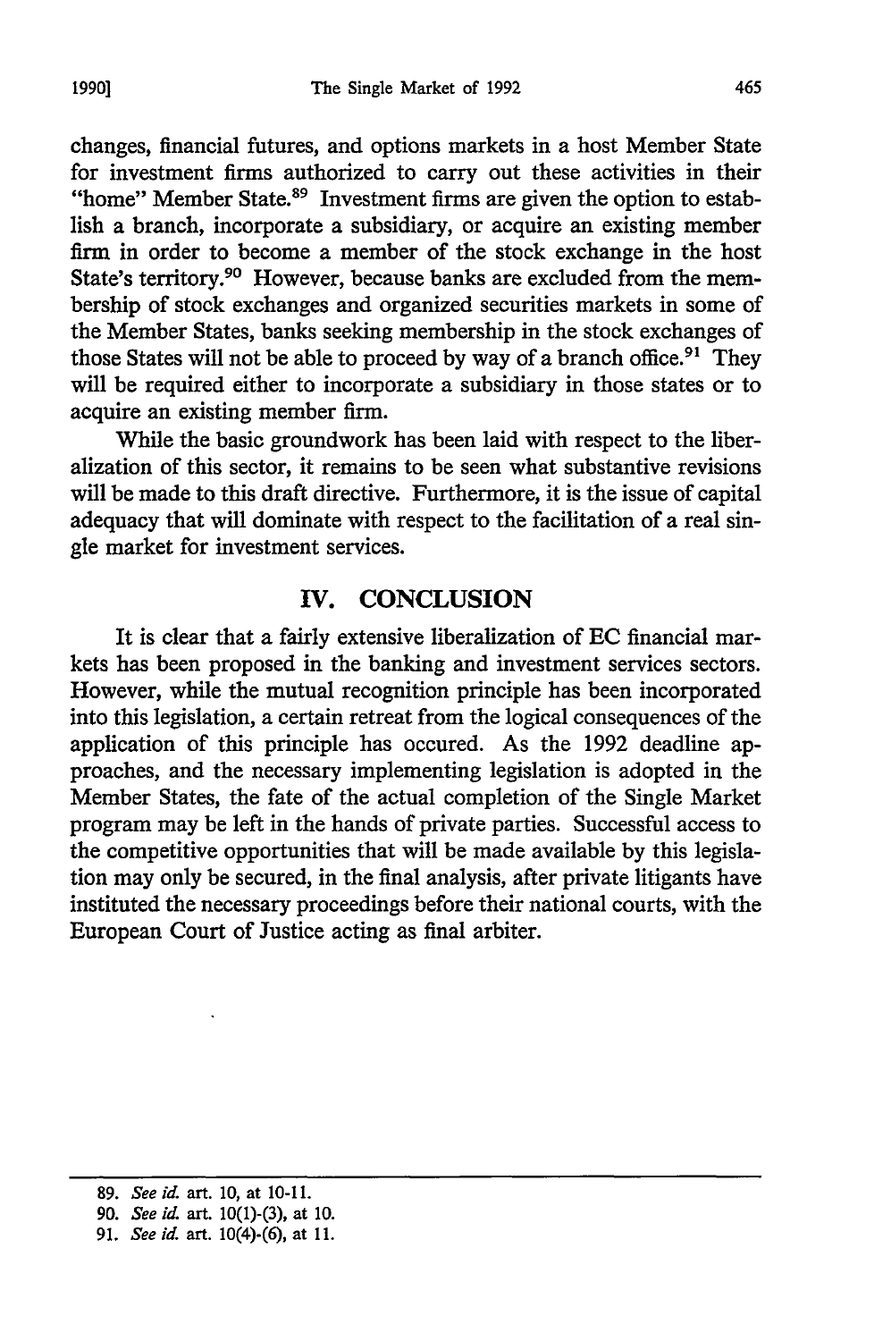changes, financial futures, and options markets in a host Member State for investment firms authorized to carry out these activities in their "home" Member State.[89] Investment firms are given the option to establish a branch, incorporate a subsidiary, or acquire an existing member firm in order to become a member of the stock exchange in the host State's territory.[90] However, because banks are excluded from the membership of stock exchanges and organized securities markets in some of the Member States, banks seeking membership in the stock exchanges of those States will not be able to proceed by way of a branch office.[91] They will be required either to incorporate a subsidiary in those states or to acquire an existing member firm.

While the basic groundwork has been laid with respect to the liberalization of this sector, it remains to be seen what substantive revisions will be made to this draft directive. Furthermore, it is the issue of capital adequacy that will dominate with respect to the facilitation of a real single market for investment services.

## IV. CONCLUSION

It is clear that a fairly extensive liberalization of EC financial markets has been proposed in the banking and investment services sectors. However, while the mutual recognition principle has been incorporated into this legislation, a certain retreat from the logical consequences of the application of this principle has occured. As the 1992 deadline approaches, and the necessary implementing legislation is adopted in the Member States, the fate of the actual completion of the Single Market program may be left in the hands of private parties. Successful access to the competitive opportunities that will be made available by this legislation may only be secured, in the final analysis, after private litigants have instituted the necessary proceedings before their national courts, with the European Court of Justice acting as final arbiter.

---

89. *See id.* art. 10, at 10-11.

90. *See id.* art. 10(1)-(3), at 10.

91. *See id.* art. 10(4)-(6), at 11.